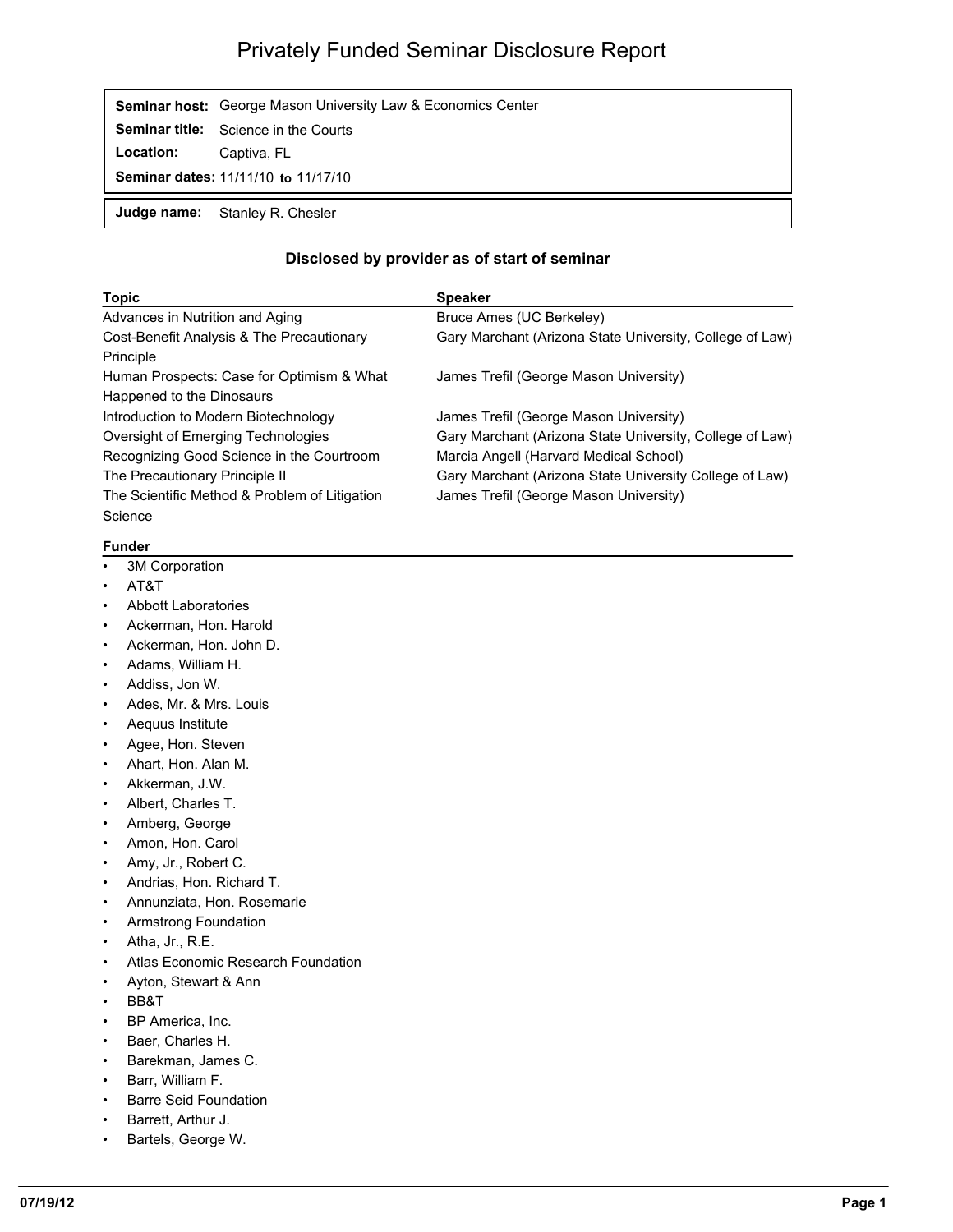# Privately Funded Seminar Disclosure Report

| | |
|---|---|
| **Seminar host:** | George Mason University Law & Economics Center |
| **Seminar title:** | Science in the Courts |
| **Location:** | Captiva, FL |
| **Seminar dates:** | 11/11/10 **to** 11/17/10 |

| | |
|---|---|
| **Judge name:** | Stanley R. Chesler |

### Disclosed by provider as of start of seminar

| Topic | Speaker |
|---|---|
| Advances in Nutrition and Aging | Bruce Ames (UC Berkeley) |
| Cost-Benefit Analysis & The Precautionary Principle | Gary Marchant (Arizona State University, College of Law) |
| Human Prospects: Case for Optimism & What Happened to the Dinosaurs | James Trefil (George Mason University) |
| Introduction to Modern Biotechnology | James Trefil (George Mason University) |
| Oversight of Emerging Technologies | Gary Marchant (Arizona State University, College of Law) |
| Recognizing Good Science in the Courtroom | Marcia Angell (Harvard Medical School) |
| The Precautionary Principle II | Gary Marchant (Arizona State University College of Law) |
| The Scientific Method & Problem of Litigation Science | James Trefil (George Mason University) |

**Funder**

- 3M Corporation
- AT&T
- Abbott Laboratories
- Ackerman, Hon. Harold
- Ackerman, Hon. John D.
- Adams, William H.
- Addiss, Jon W.
- Ades, Mr. & Mrs. Louis
- Aequus Institute
- Agee, Hon. Steven
- Ahart, Hon. Alan M.
- Akkerman, J.W.
- Albert, Charles T.
- Amberg, George
- Amon, Hon. Carol
- Amy, Jr., Robert C.
- Andrias, Hon. Richard T.
- Annunziata, Hon. Rosemarie
- Armstrong Foundation
- Atha, Jr., R.E.
- Atlas Economic Research Foundation
- Ayton, Stewart & Ann
- BB&T
- BP America, Inc.
- Baer, Charles H.
- Barekman, James C.
- Barr, William F.
- Barre Seid Foundation
- Barrett, Arthur J.
- Bartels, George W.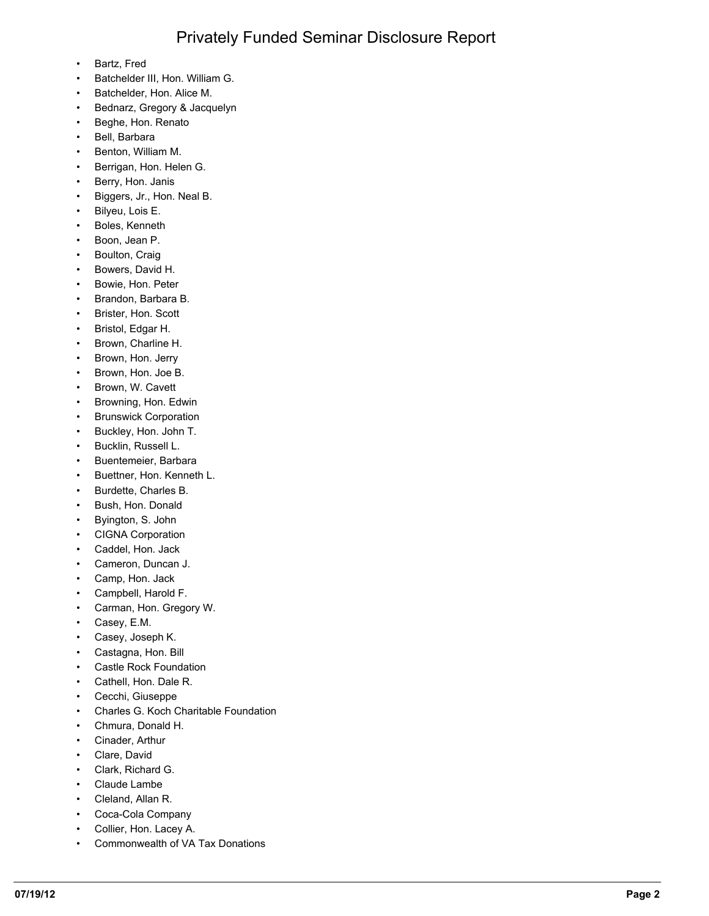# Privately Funded Seminar Disclosure Report

- Bartz, Fred
- Batchelder III, Hon. William G.
- Batchelder, Hon. Alice M.
- Bednarz, Gregory & Jacquelyn
- Beghe, Hon. Renato
- Bell, Barbara
- Benton, William M.
- Berrigan, Hon. Helen G.
- Berry, Hon. Janis
- Biggers, Jr., Hon. Neal B.
- Bilyeu, Lois E.
- Boles, Kenneth
- Boon, Jean P.
- Boulton, Craig
- Bowers, David H.
- Bowie, Hon. Peter
- Brandon, Barbara B.
- Brister, Hon. Scott
- Bristol, Edgar H.
- Brown, Charline H.
- Brown, Hon. Jerry
- Brown, Hon. Joe B.
- Brown, W. Cavett
- Browning, Hon. Edwin
- Brunswick Corporation
- Buckley, Hon. John T.
- Bucklin, Russell L.
- Buentemeier, Barbara
- Buettner, Hon. Kenneth L.
- Burdette, Charles B.
- Bush, Hon. Donald
- Byington, S. John
- CIGNA Corporation
- Caddel, Hon. Jack
- Cameron, Duncan J.
- Camp, Hon. Jack
- Campbell, Harold F.
- Carman, Hon. Gregory W.
- Casey, E.M.
- Casey, Joseph K.
- Castagna, Hon. Bill
- Castle Rock Foundation
- Cathell, Hon. Dale R.
- Cecchi, Giuseppe
- Charles G. Koch Charitable Foundation
- Chmura, Donald H.
- Cinader, Arthur
- Clare, David
- Clark, Richard G.
- Claude Lambe
- Cleland, Allan R.
- Coca-Cola Company
- Collier, Hon. Lacey A.
- Commonwealth of VA Tax Donations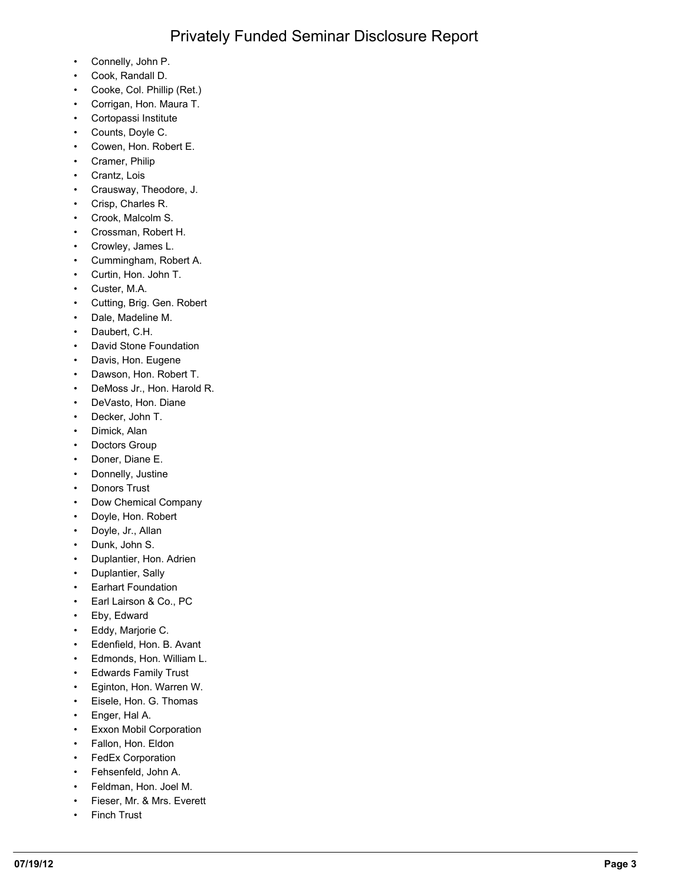# Privately Funded Seminar Disclosure Report

- Connelly, John P.
- Cook, Randall D.
- Cooke, Col. Phillip (Ret.)
- Corrigan, Hon. Maura T.
- Cortopassi Institute
- Counts, Doyle C.
- Cowen, Hon. Robert E.
- Cramer, Philip
- Crantz, Lois
- Crausway, Theodore, J.
- Crisp, Charles R.
- Crook, Malcolm S.
- Crossman, Robert H.
- Crowley, James L.
- Cummingham, Robert A.
- Curtin, Hon. John T.
- Custer, M.A.
- Cutting, Brig. Gen. Robert
- Dale, Madeline M.
- Daubert, C.H.
- David Stone Foundation
- Davis, Hon. Eugene
- Dawson, Hon. Robert T.
- DeMoss Jr., Hon. Harold R.
- DeVasto, Hon. Diane
- Decker, John T.
- Dimick, Alan
- Doctors Group
- Doner, Diane E.
- Donnelly, Justine
- Donors Trust
- Dow Chemical Company
- Doyle, Hon. Robert
- Doyle, Jr., Allan
- Dunk, John S.
- Duplantier, Hon. Adrien
- Duplantier, Sally
- Earhart Foundation
- Earl Lairson & Co., PC
- Eby, Edward
- Eddy, Marjorie C.
- Edenfield, Hon. B. Avant
- Edmonds, Hon. William L.
- Edwards Family Trust
- Eginton, Hon. Warren W.
- Eisele, Hon. G. Thomas
- Enger, Hal A.
- Exxon Mobil Corporation
- Fallon, Hon. Eldon
- FedEx Corporation
- Fehsenfeld, John A.
- Feldman, Hon. Joel M.
- Fieser, Mr. & Mrs. Everett
- Finch Trust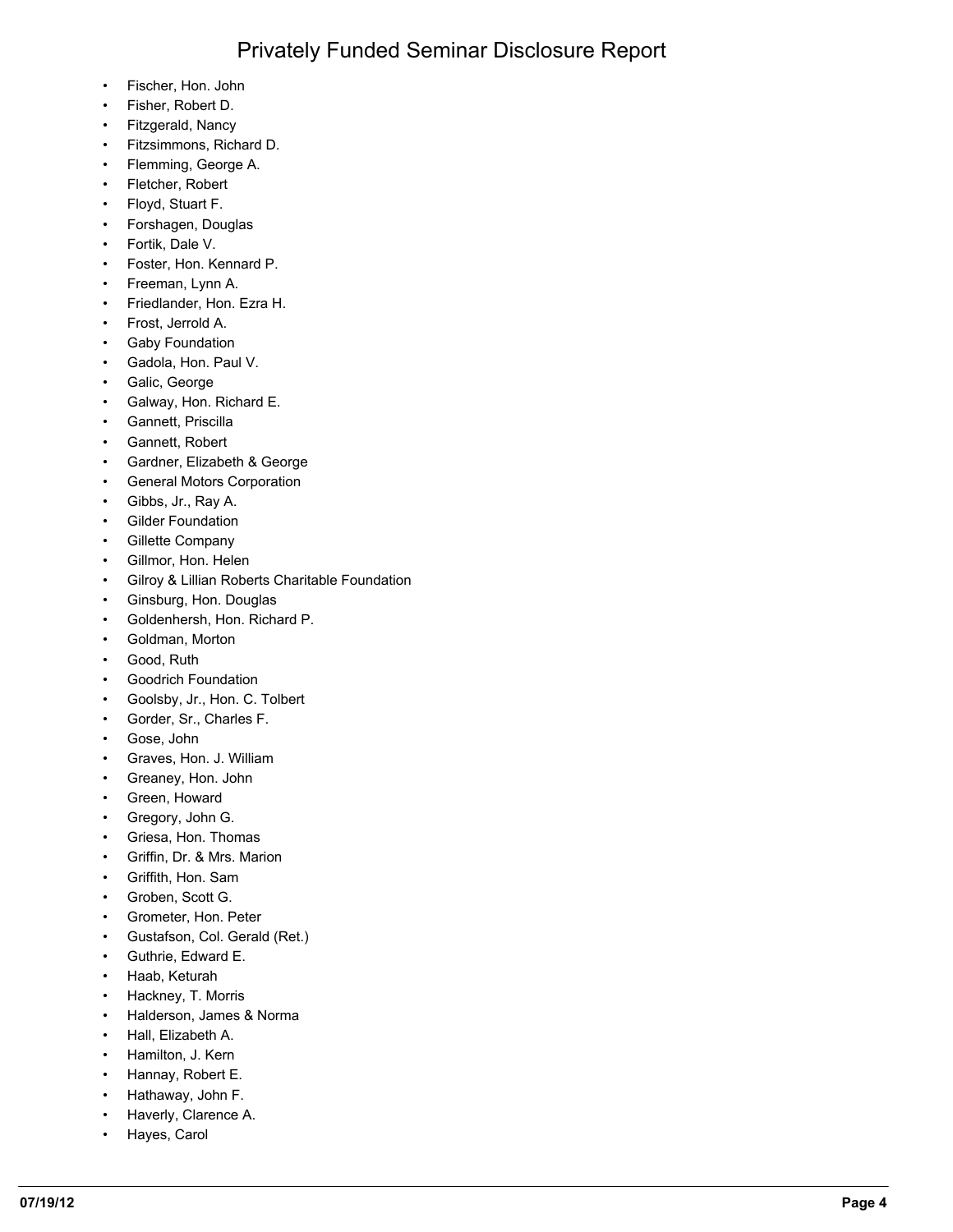- Fischer, Hon. John
- Fisher, Robert D.
- Fitzgerald, Nancy
- Fitzsimmons, Richard D.
- Flemming, George A.
- Fletcher, Robert
- Floyd, Stuart F.
- Forshagen, Douglas
- Fortik, Dale V.
- Foster, Hon. Kennard P.
- Freeman, Lynn A.
- Friedlander, Hon. Ezra H.
- Frost, Jerrold A.
- Gaby Foundation
- Gadola, Hon. Paul V.
- Galic, George
- Galway, Hon. Richard E.
- Gannett, Priscilla
- Gannett, Robert
- Gardner, Elizabeth & George
- General Motors Corporation
- Gibbs, Jr., Ray A.
- Gilder Foundation
- Gillette Company
- Gillmor, Hon. Helen
- Gilroy & Lillian Roberts Charitable Foundation
- Ginsburg, Hon. Douglas
- Goldenhersh, Hon. Richard P.
- Goldman, Morton
- Good, Ruth
- Goodrich Foundation
- Goolsby, Jr., Hon. C. Tolbert
- Gorder, Sr., Charles F.
- Gose, John
- Graves, Hon. J. William
- Greaney, Hon. John
- Green, Howard
- Gregory, John G.
- Griesa, Hon. Thomas
- Griffin, Dr. & Mrs. Marion
- Griffith, Hon. Sam
- Groben, Scott G.
- Grometer, Hon. Peter
- Gustafson, Col. Gerald (Ret.)
- Guthrie, Edward E.
- Haab, Keturah
- Hackney, T. Morris
- Halderson, James & Norma
- Hall, Elizabeth A.
- Hamilton, J. Kern
- Hannay, Robert E.
- Hathaway, John F.
- Haverly, Clarence A.
- Hayes, Carol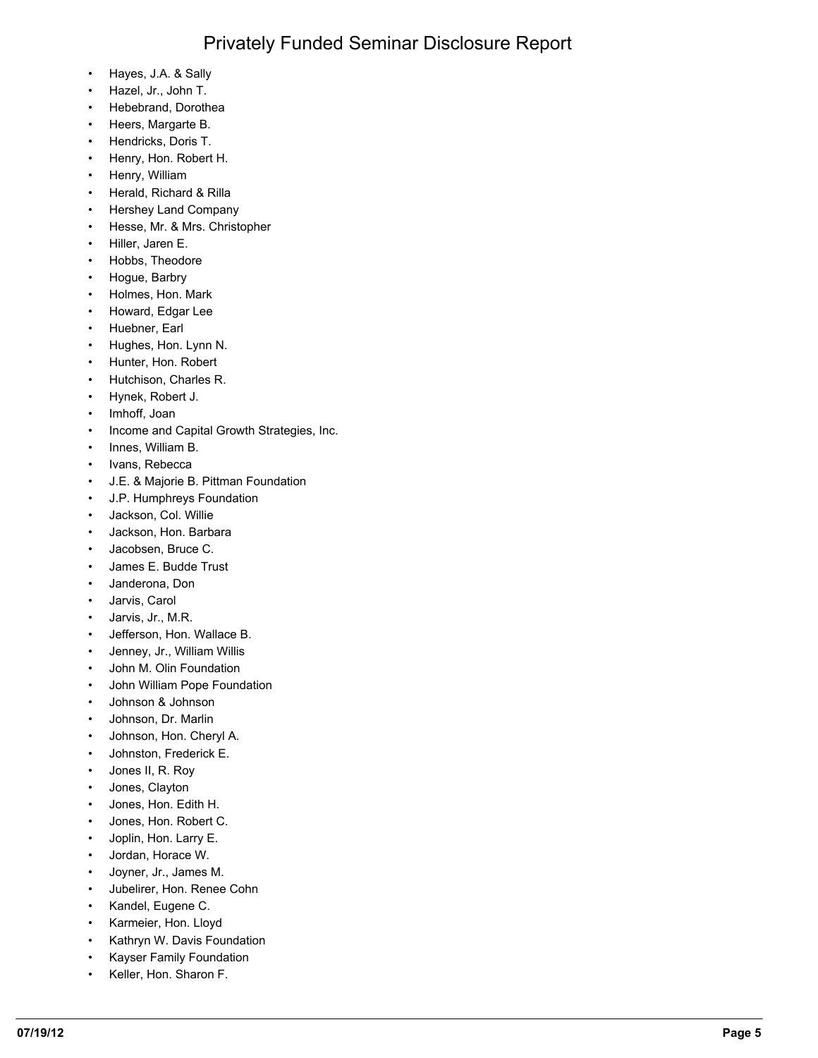- Hayes, J.A. & Sally
- Hazel, Jr., John T.
- Hebebrand, Dorothea
- Heers, Margarte B.
- Hendricks, Doris T.
- Henry, Hon. Robert H.
- Henry, William
- Herald, Richard & Rilla
- Hershey Land Company
- Hesse, Mr. & Mrs. Christopher
- Hiller, Jaren E.
- Hobbs, Theodore
- Hogue, Barbry
- Holmes, Hon. Mark
- Howard, Edgar Lee
- Huebner, Earl
- Hughes, Hon. Lynn N.
- Hunter, Hon. Robert
- Hutchison, Charles R.
- Hynek, Robert J.
- Imhoff, Joan
- Income and Capital Growth Strategies, Inc.
- Innes, William B.
- Ivans, Rebecca
- J.E. & Majorie B. Pittman Foundation
- J.P. Humphreys Foundation
- Jackson, Col. Willie
- Jackson, Hon. Barbara
- Jacobsen, Bruce C.
- James E. Budde Trust
- Janderona, Don
- Jarvis, Carol
- Jarvis, Jr., M.R.
- Jefferson, Hon. Wallace B.
- Jenney, Jr., William Willis
- John M. Olin Foundation
- John William Pope Foundation
- Johnson & Johnson
- Johnson, Dr. Marlin
- Johnson, Hon. Cheryl A.
- Johnston, Frederick E.
- Jones II, R. Roy
- Jones, Clayton
- Jones, Hon. Edith H.
- Jones, Hon. Robert C.
- Joplin, Hon. Larry E.
- Jordan, Horace W.
- Joyner, Jr., James M.
- Jubelirer, Hon. Renee Cohn
- Kandel, Eugene C.
- Karmeier, Hon. Lloyd
- Kathryn W. Davis Foundation
- Kayser Family Foundation
- Keller, Hon. Sharon F.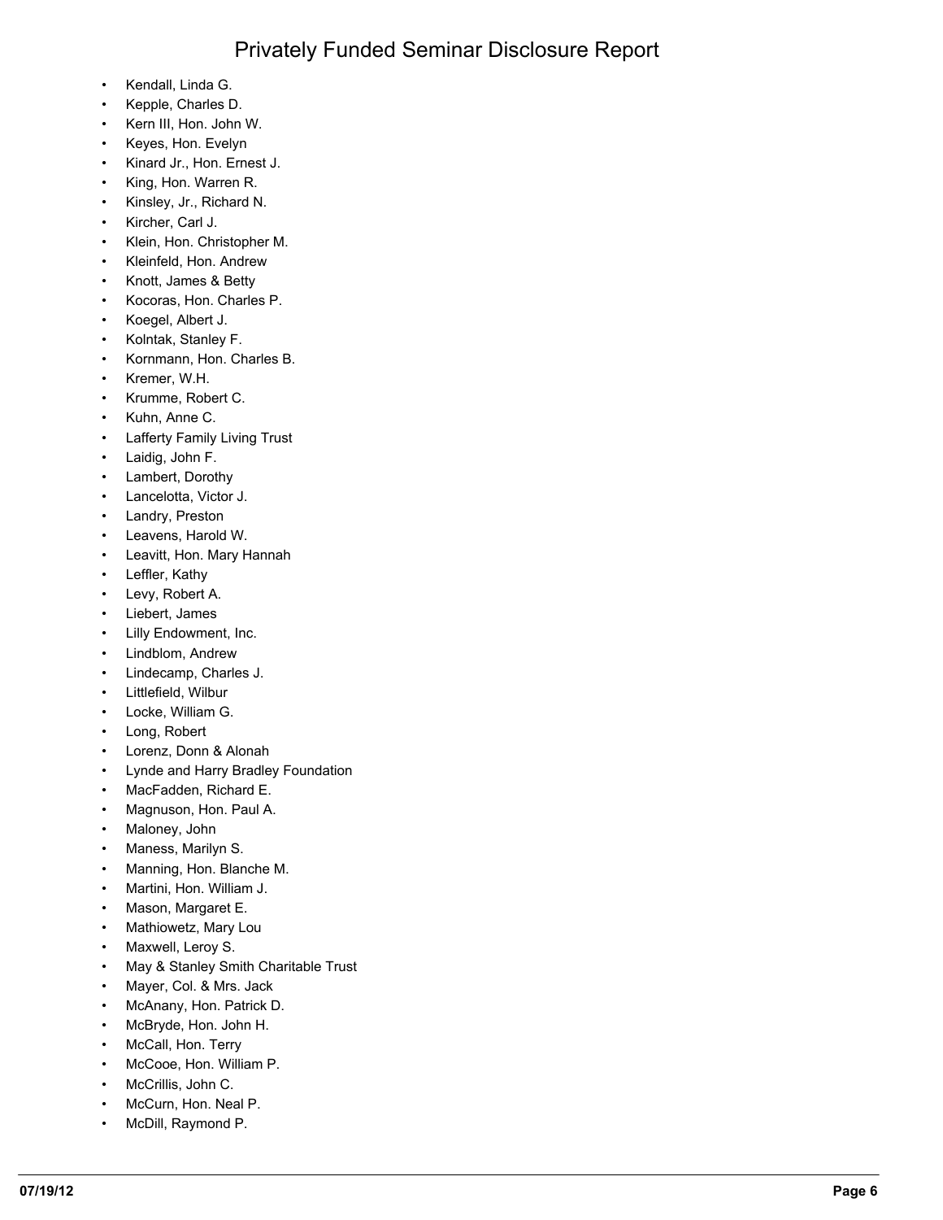- Kendall, Linda G.
- Kepple, Charles D.
- Kern III, Hon. John W.
- Keyes, Hon. Evelyn
- Kinard Jr., Hon. Ernest J.
- King, Hon. Warren R.
- Kinsley, Jr., Richard N.
- Kircher, Carl J.
- Klein, Hon. Christopher M.
- Kleinfeld, Hon. Andrew
- Knott, James & Betty
- Kocoras, Hon. Charles P.
- Koegel, Albert J.
- Kolntak, Stanley F.
- Kornmann, Hon. Charles B.
- Kremer, W.H.
- Krumme, Robert C.
- Kuhn, Anne C.
- Lafferty Family Living Trust
- Laidig, John F.
- Lambert, Dorothy
- Lancelotta, Victor J.
- Landry, Preston
- Leavens, Harold W.
- Leavitt, Hon. Mary Hannah
- Leffler, Kathy
- Levy, Robert A.
- Liebert, James
- Lilly Endowment, Inc.
- Lindblom, Andrew
- Lindecamp, Charles J.
- Littlefield, Wilbur
- Locke, William G.
- Long, Robert
- Lorenz, Donn & Alonah
- Lynde and Harry Bradley Foundation
- MacFadden, Richard E.
- Magnuson, Hon. Paul A.
- Maloney, John
- Maness, Marilyn S.
- Manning, Hon. Blanche M.
- Martini, Hon. William J.
- Mason, Margaret E.
- Mathiowetz, Mary Lou
- Maxwell, Leroy S.
- May & Stanley Smith Charitable Trust
- Mayer, Col. & Mrs. Jack
- McAnany, Hon. Patrick D.
- McBryde, Hon. John H.
- McCall, Hon. Terry
- McCooe, Hon. William P.
- McCrillis, John C.
- McCurn, Hon. Neal P.
- McDill, Raymond P.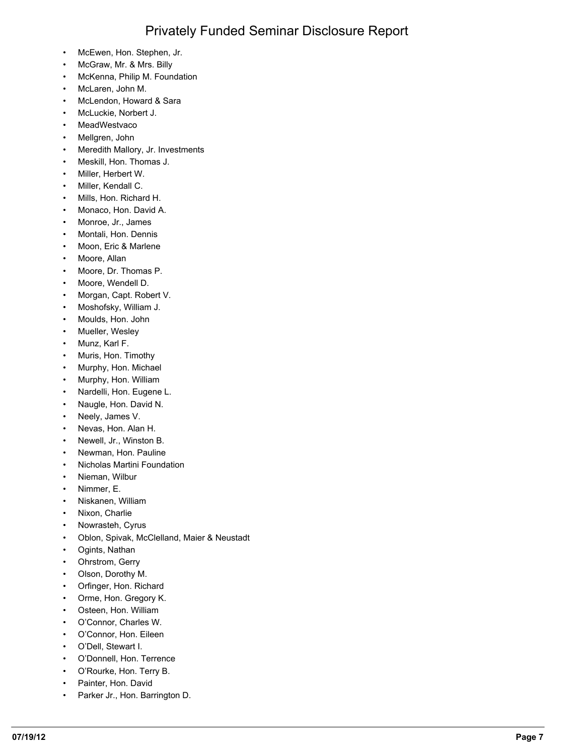- McEwen, Hon. Stephen, Jr.
- McGraw, Mr. & Mrs. Billy
- McKenna, Philip M. Foundation
- McLaren, John M.
- McLendon, Howard & Sara
- McLuckie, Norbert J.
- MeadWestvaco
- Mellgren, John
- Meredith Mallory, Jr. Investments
- Meskill, Hon. Thomas J.
- Miller, Herbert W.
- Miller, Kendall C.
- Mills, Hon. Richard H.
- Monaco, Hon. David A.
- Monroe, Jr., James
- Montali, Hon. Dennis
- Moon, Eric & Marlene
- Moore, Allan
- Moore, Dr. Thomas P.
- Moore, Wendell D.
- Morgan, Capt. Robert V.
- Moshofsky, William J.
- Moulds, Hon. John
- Mueller, Wesley
- Munz, Karl F.
- Muris, Hon. Timothy
- Murphy, Hon. Michael
- Murphy, Hon. William
- Nardelli, Hon. Eugene L.
- Naugle, Hon. David N.
- Neely, James V.
- Nevas, Hon. Alan H.
- Newell, Jr., Winston B.
- Newman, Hon. Pauline
- Nicholas Martini Foundation
- Nieman, Wilbur
- Nimmer, E.
- Niskanen, William
- Nixon, Charlie
- Nowrasteh, Cyrus
- Oblon, Spivak, McClelland, Maier & Neustadt
- Ogints, Nathan
- Ohrstrom, Gerry
- Olson, Dorothy M.
- Orfinger, Hon. Richard
- Orme, Hon. Gregory K.
- Osteen, Hon. William
- O'Connor, Charles W.
- O'Connor, Hon. Eileen
- O'Dell, Stewart I.
- O'Donnell, Hon. Terrence
- O'Rourke, Hon. Terry B.
- Painter, Hon. David
- Parker Jr., Hon. Barrington D.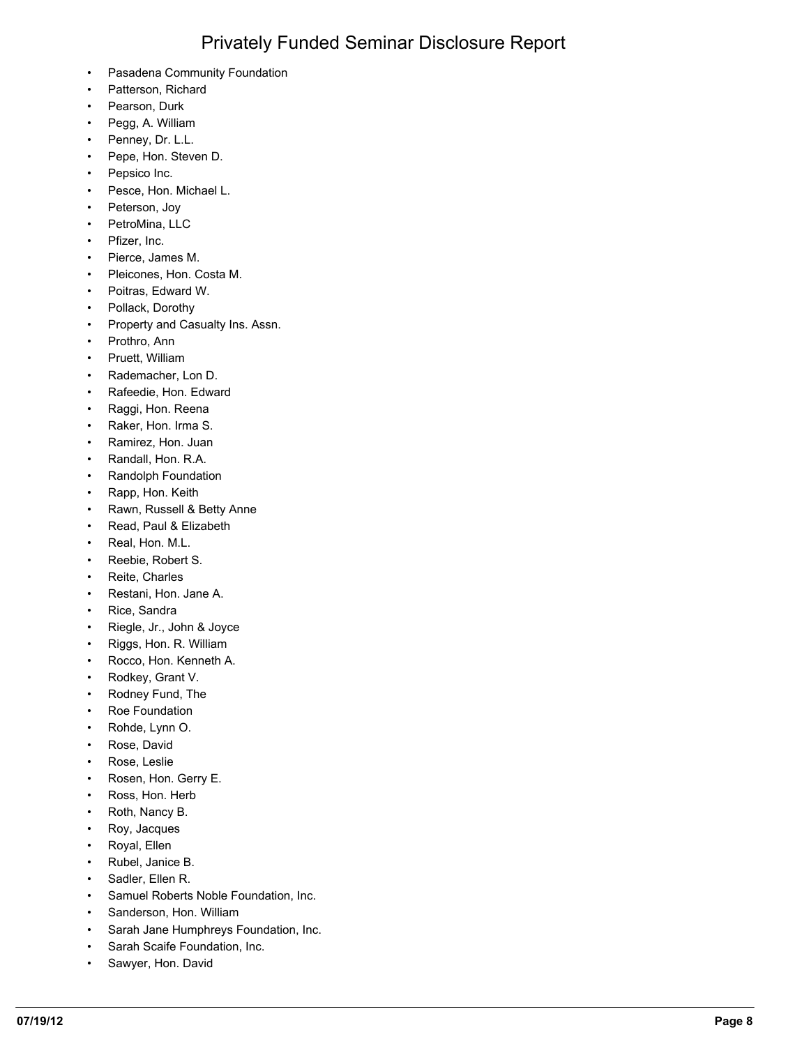- Pasadena Community Foundation
- Patterson, Richard
- Pearson, Durk
- Pegg, A. William
- Penney, Dr. L.L.
- Pepe, Hon. Steven D.
- Pepsico Inc.
- Pesce, Hon. Michael L.
- Peterson, Joy
- PetroMina, LLC
- Pfizer, Inc.
- Pierce, James M.
- Pleicones, Hon. Costa M.
- Poitras, Edward W.
- Pollack, Dorothy
- Property and Casualty Ins. Assn.
- Prothro, Ann
- Pruett, William
- Rademacher, Lon D.
- Rafeedie, Hon. Edward
- Raggi, Hon. Reena
- Raker, Hon. Irma S.
- Ramirez, Hon. Juan
- Randall, Hon. R.A.
- Randolph Foundation
- Rapp, Hon. Keith
- Rawn, Russell & Betty Anne
- Read, Paul & Elizabeth
- Real, Hon. M.L.
- Reebie, Robert S.
- Reite, Charles
- Restani, Hon. Jane A.
- Rice, Sandra
- Riegle, Jr., John & Joyce
- Riggs, Hon. R. William
- Rocco, Hon. Kenneth A.
- Rodkey, Grant V.
- Rodney Fund, The
- Roe Foundation
- Rohde, Lynn O.
- Rose, David
- Rose, Leslie
- Rosen, Hon. Gerry E.
- Ross, Hon. Herb
- Roth, Nancy B.
- Roy, Jacques
- Royal, Ellen
- Rubel, Janice B.
- Sadler, Ellen R.
- Samuel Roberts Noble Foundation, Inc.
- Sanderson, Hon. William
- Sarah Jane Humphreys Foundation, Inc.
- Sarah Scaife Foundation, Inc.
- Sawyer, Hon. David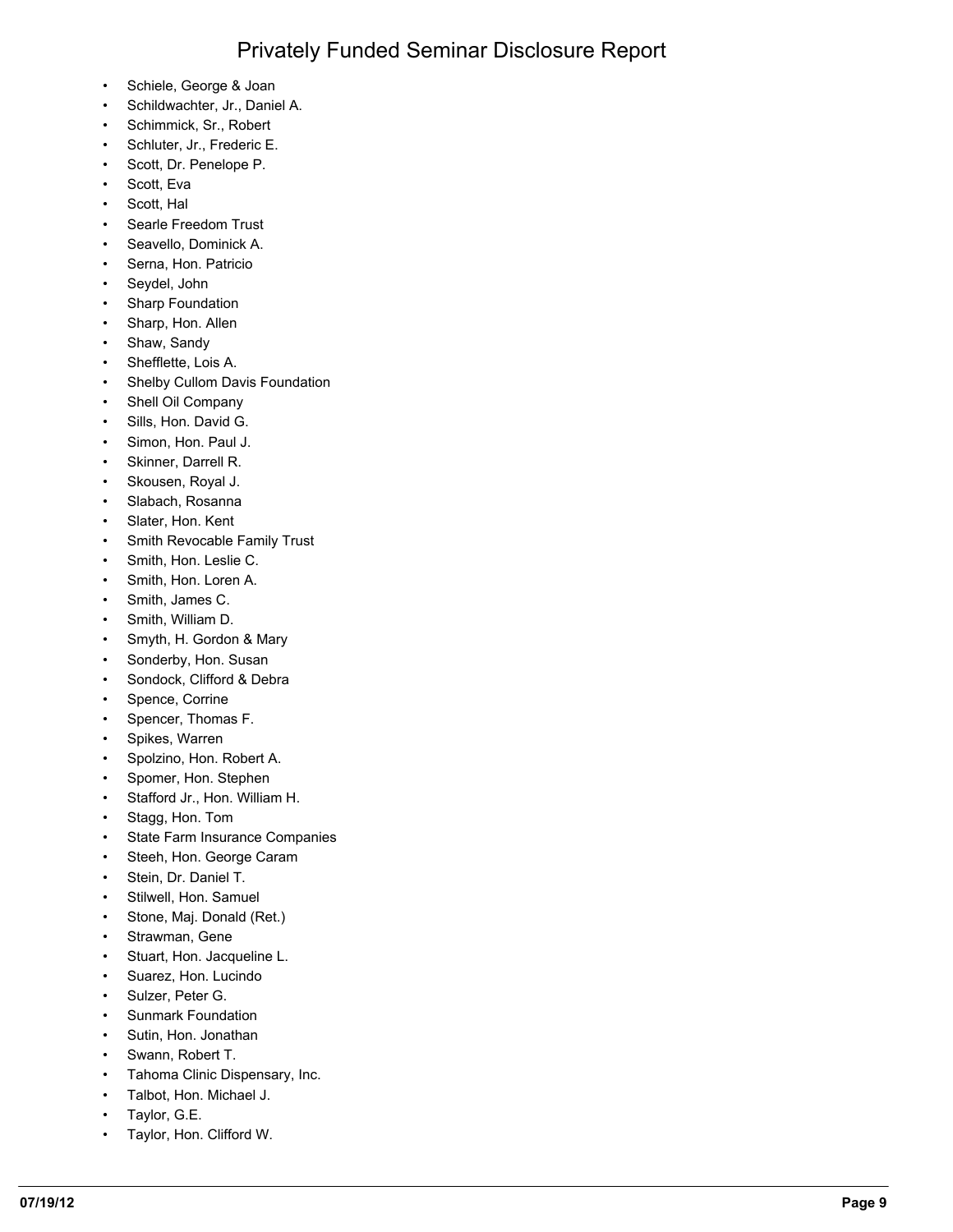- Schiele, George & Joan
- Schildwachter, Jr., Daniel A.
- Schimmick, Sr., Robert
- Schluter, Jr., Frederic E.
- Scott, Dr. Penelope P.
- Scott, Eva
- Scott, Hal
- Searle Freedom Trust
- Seavello, Dominick A.
- Serna, Hon. Patricio
- Seydel, John
- Sharp Foundation
- Sharp, Hon. Allen
- Shaw, Sandy
- Shefflette, Lois A.
- Shelby Cullom Davis Foundation
- Shell Oil Company
- Sills, Hon. David G.
- Simon, Hon. Paul J.
- Skinner, Darrell R.
- Skousen, Royal J.
- Slabach, Rosanna
- Slater, Hon. Kent
- Smith Revocable Family Trust
- Smith, Hon. Leslie C.
- Smith, Hon. Loren A.
- Smith, James C.
- Smith, William D.
- Smyth, H. Gordon & Mary
- Sonderby, Hon. Susan
- Sondock, Clifford & Debra
- Spence, Corrine
- Spencer, Thomas F.
- Spikes, Warren
- Spolzino, Hon. Robert A.
- Spomer, Hon. Stephen
- Stafford Jr., Hon. William H.
- Stagg, Hon. Tom
- State Farm Insurance Companies
- Steeh, Hon. George Caram
- Stein, Dr. Daniel T.
- Stilwell, Hon. Samuel
- Stone, Maj. Donald (Ret.)
- Strawman, Gene
- Stuart, Hon. Jacqueline L.
- Suarez, Hon. Lucindo
- Sulzer, Peter G.
- Sunmark Foundation
- Sutin, Hon. Jonathan
- Swann, Robert T.
- Tahoma Clinic Dispensary, Inc.
- Talbot, Hon. Michael J.
- Taylor, G.E.
- Taylor, Hon. Clifford W.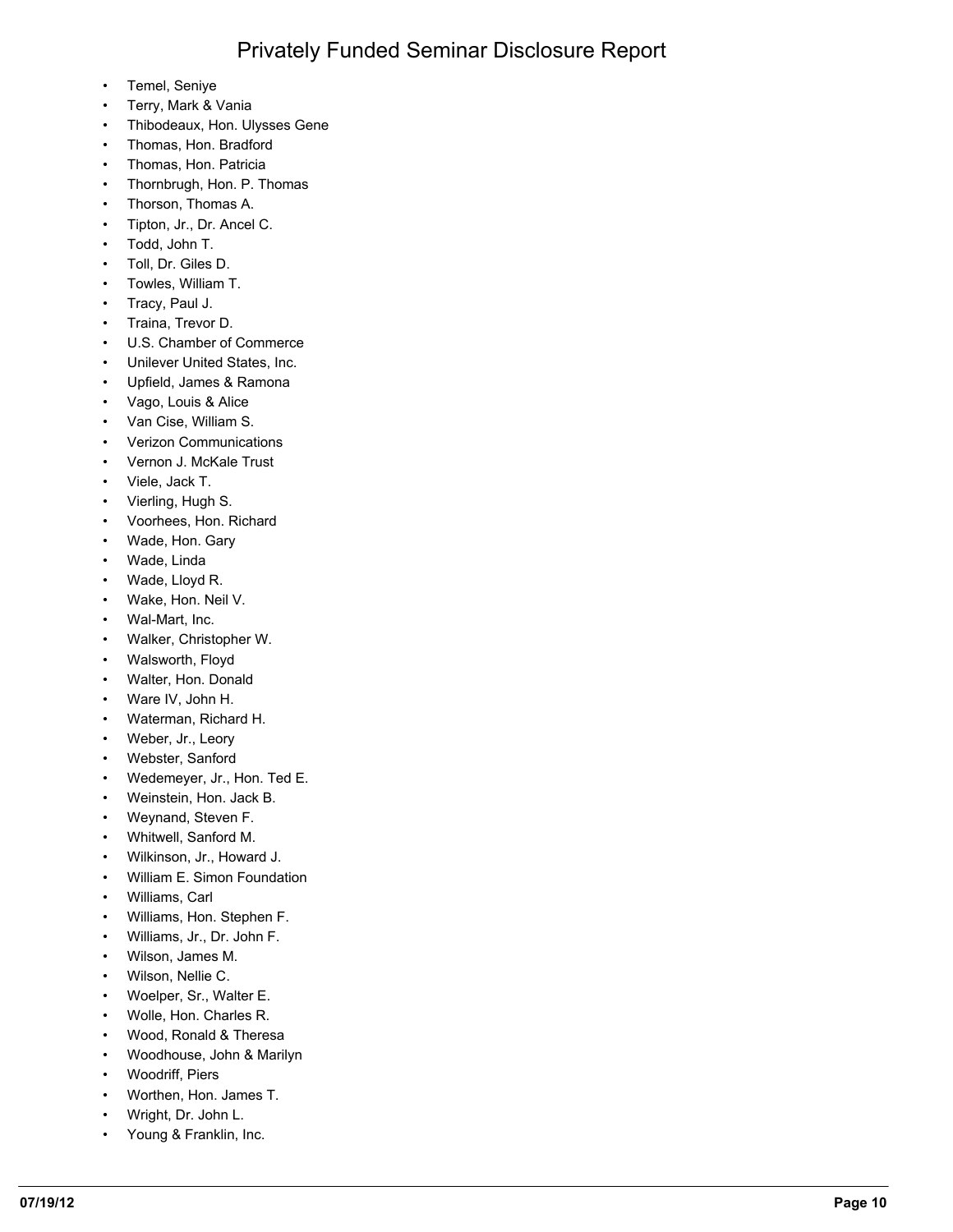- Temel, Seniye
- Terry, Mark & Vania
- Thibodeaux, Hon. Ulysses Gene
- Thomas, Hon. Bradford
- Thomas, Hon. Patricia
- Thornbrugh, Hon. P. Thomas
- Thorson, Thomas A.
- Tipton, Jr., Dr. Ancel C.
- Todd, John T.
- Toll, Dr. Giles D.
- Towles, William T.
- Tracy, Paul J.
- Traina, Trevor D.
- U.S. Chamber of Commerce
- Unilever United States, Inc.
- Upfield, James & Ramona
- Vago, Louis & Alice
- Van Cise, William S.
- Verizon Communications
- Vernon J. McKale Trust
- Viele, Jack T.
- Vierling, Hugh S.
- Voorhees, Hon. Richard
- Wade, Hon. Gary
- Wade, Linda
- Wade, Lloyd R.
- Wake, Hon. Neil V.
- Wal-Mart, Inc.
- Walker, Christopher W.
- Walsworth, Floyd
- Walter, Hon. Donald
- Ware IV, John H.
- Waterman, Richard H.
- Weber, Jr., Leory
- Webster, Sanford
- Wedemeyer, Jr., Hon. Ted E.
- Weinstein, Hon. Jack B.
- Weynand, Steven F.
- Whitwell, Sanford M.
- Wilkinson, Jr., Howard J.
- William E. Simon Foundation
- Williams, Carl
- Williams, Hon. Stephen F.
- Williams, Jr., Dr. John F.
- Wilson, James M.
- Wilson, Nellie C.
- Woelper, Sr., Walter E.
- Wolle, Hon. Charles R.
- Wood, Ronald & Theresa
- Woodhouse, John & Marilyn
- Woodriff, Piers
- Worthen, Hon. James T.
- Wright, Dr. John L.
- Young & Franklin, Inc.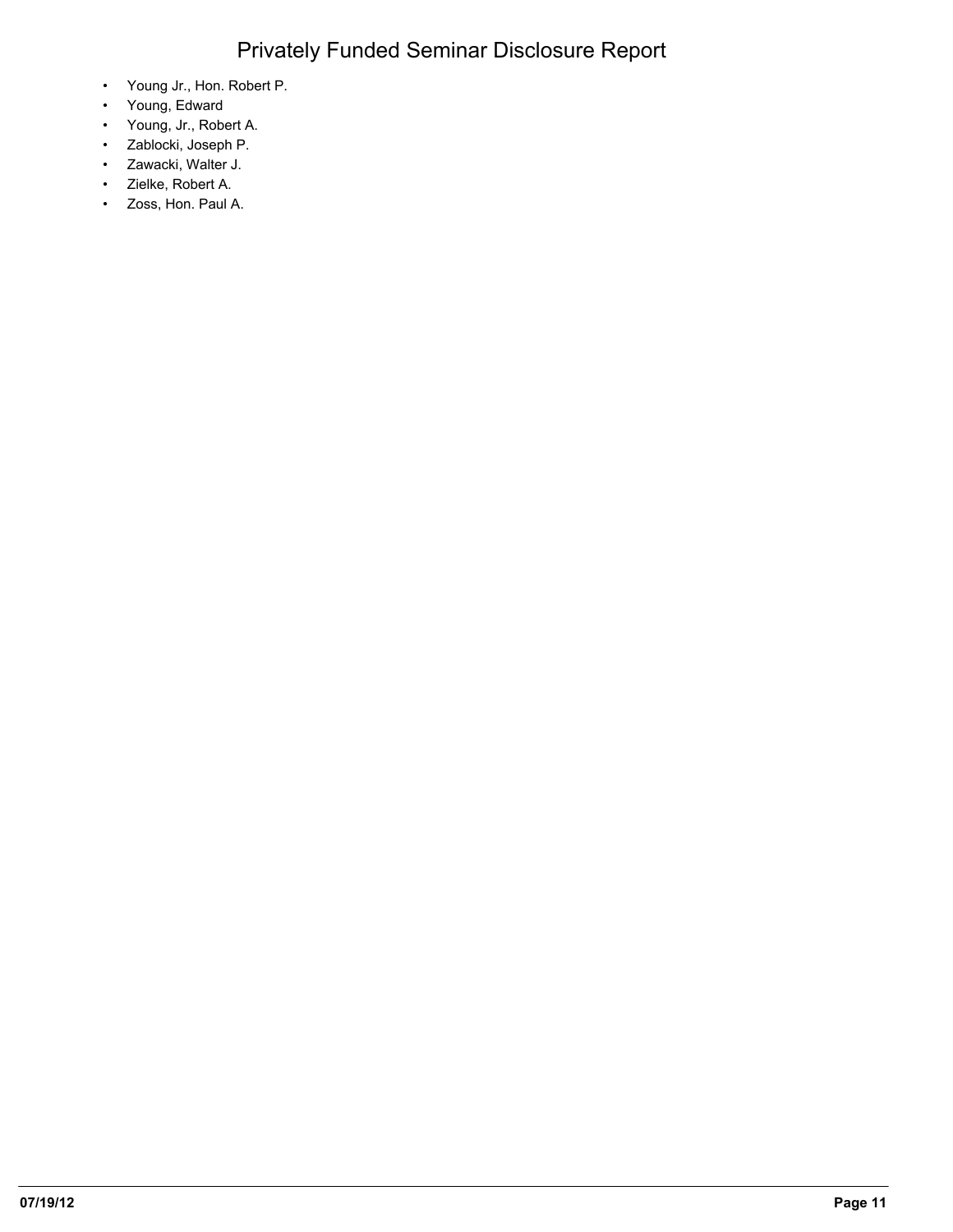- Young Jr., Hon. Robert P.
- Young, Edward
- Young, Jr., Robert A.
- Zablocki, Joseph P.
- Zawacki, Walter J.
- Zielke, Robert A.
- Zoss, Hon. Paul A.